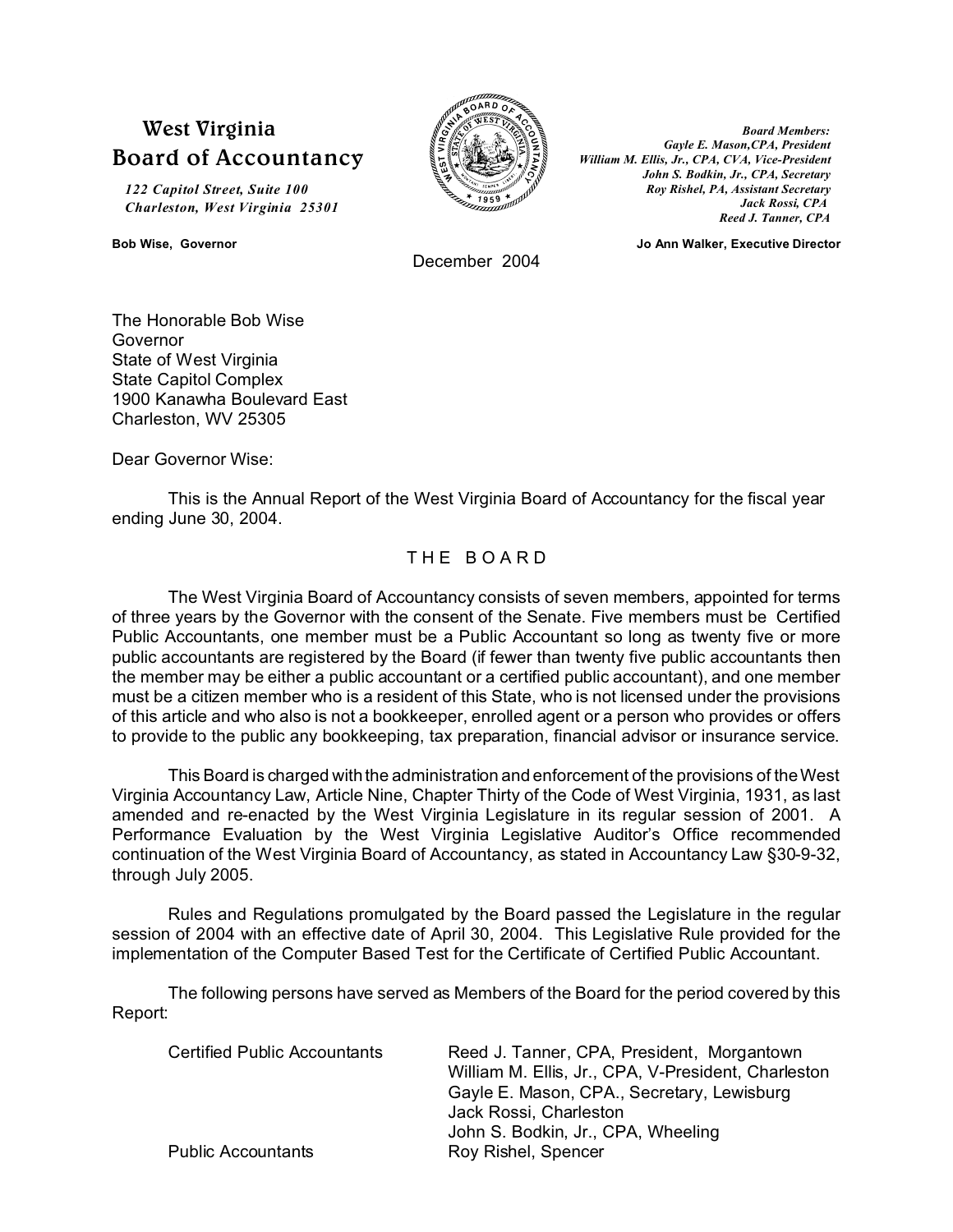**West Virginia**
**Board of Accountancy**

*122 Capitol Street, Suite 100*
*Charleston, West Virginia 25301*

*Board Members:*
*Gayle E. Mason,CPA, President*
*William M. Ellis, Jr., CPA, CVA, Vice-President*
*John S. Bodkin, Jr., CPA, Secretary*
*Roy Rishel, PA, Assistant Secretary*
*Jack Rossi, CPA*
*Reed J. Tanner, CPA*

**Bob Wise, Governor**

**Jo Ann Walker, Executive Director**

December 2004

The Honorable Bob Wise
Governor
State of West Virginia
State Capitol Complex
1900 Kanawha Boulevard East
Charleston, WV 25305

Dear Governor Wise:

This is the Annual Report of the West Virginia Board of Accountancy for the fiscal year ending June 30, 2004.

## THE BOARD

The West Virginia Board of Accountancy consists of seven members, appointed for terms of three years by the Governor with the consent of the Senate. Five members must be Certified Public Accountants, one member must be a Public Accountant so long as twenty five or more public accountants are registered by the Board (if fewer than twenty five public accountants then the member may be either a public accountant or a certified public accountant), and one member must be a citizen member who is a resident of this State, who is not licensed under the provisions of this article and who also is not a bookkeeper, enrolled agent or a person who provides or offers to provide to the public any bookkeeping, tax preparation, financial advisor or insurance service.

This Board is charged with the administration and enforcement of the provisions of the West Virginia Accountancy Law, Article Nine, Chapter Thirty of the Code of West Virginia, 1931, as last amended and re-enacted by the West Virginia Legislature in its regular session of 2001. A Performance Evaluation by the West Virginia Legislative Auditor's Office recommended continuation of the West Virginia Board of Accountancy, as stated in Accountancy Law §30-9-32, through July 2005.

Rules and Regulations promulgated by the Board passed the Legislature in the regular session of 2004 with an effective date of April 30, 2004. This Legislative Rule provided for the implementation of the Computer Based Test for the Certificate of Certified Public Accountant.

The following persons have served as Members of the Board for the period covered by this Report:

| | |
|---|---|
| Certified Public Accountants | Reed J. Tanner, CPA, President, Morgantown |
| | William M. Ellis, Jr., CPA, V-President, Charleston |
| | Gayle E. Mason, CPA., Secretary, Lewisburg |
| | Jack Rossi, Charleston |
| | John S. Bodkin, Jr., CPA, Wheeling |
| Public Accountants | Roy Rishel, Spencer |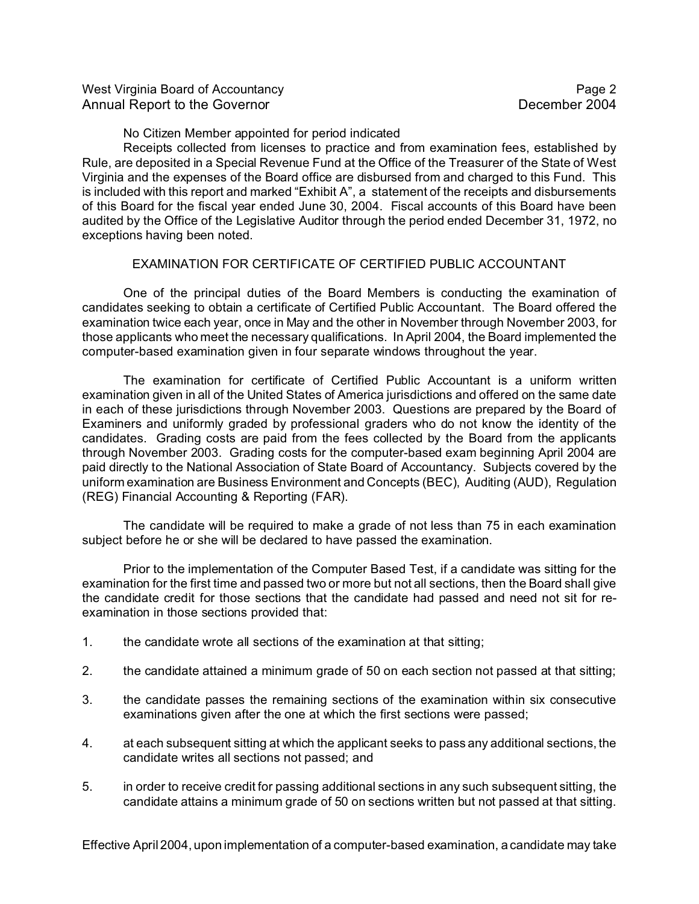No Citizen Member appointed for period indicated

Receipts collected from licenses to practice and from examination fees, established by Rule, are deposited in a Special Revenue Fund at the Office of the Treasurer of the State of West Virginia and the expenses of the Board office are disbursed from and charged to this Fund. This is included with this report and marked "Exhibit A", a statement of the receipts and disbursements of this Board for the fiscal year ended June 30, 2004. Fiscal accounts of this Board have been audited by the Office of the Legislative Auditor through the period ended December 31, 1972, no exceptions having been noted.

## EXAMINATION FOR CERTIFICATE OF CERTIFIED PUBLIC ACCOUNTANT

One of the principal duties of the Board Members is conducting the examination of candidates seeking to obtain a certificate of Certified Public Accountant. The Board offered the examination twice each year, once in May and the other in November through November 2003, for those applicants who meet the necessary qualifications. In April 2004, the Board implemented the computer-based examination given in four separate windows throughout the year.

The examination for certificate of Certified Public Accountant is a uniform written examination given in all of the United States of America jurisdictions and offered on the same date in each of these jurisdictions through November 2003. Questions are prepared by the Board of Examiners and uniformly graded by professional graders who do not know the identity of the candidates. Grading costs are paid from the fees collected by the Board from the applicants through November 2003. Grading costs for the computer-based exam beginning April 2004 are paid directly to the National Association of State Board of Accountancy. Subjects covered by the uniform examination are Business Environment and Concepts (BEC), Auditing (AUD), Regulation (REG) Financial Accounting & Reporting (FAR).

The candidate will be required to make a grade of not less than 75 in each examination subject before he or she will be declared to have passed the examination.

Prior to the implementation of the Computer Based Test, if a candidate was sitting for the examination for the first time and passed two or more but not all sections, then the Board shall give the candidate credit for those sections that the candidate had passed and need not sit for re-examination in those sections provided that:

1. the candidate wrote all sections of the examination at that sitting;
2. the candidate attained a minimum grade of 50 on each section not passed at that sitting;
3. the candidate passes the remaining sections of the examination within six consecutive examinations given after the one at which the first sections were passed;
4. at each subsequent sitting at which the applicant seeks to pass any additional sections, the candidate writes all sections not passed; and
5. in order to receive credit for passing additional sections in any such subsequent sitting, the candidate attains a minimum grade of 50 on sections written but not passed at that sitting.

Effective April 2004, upon implementation of a computer-based examination, a candidate may take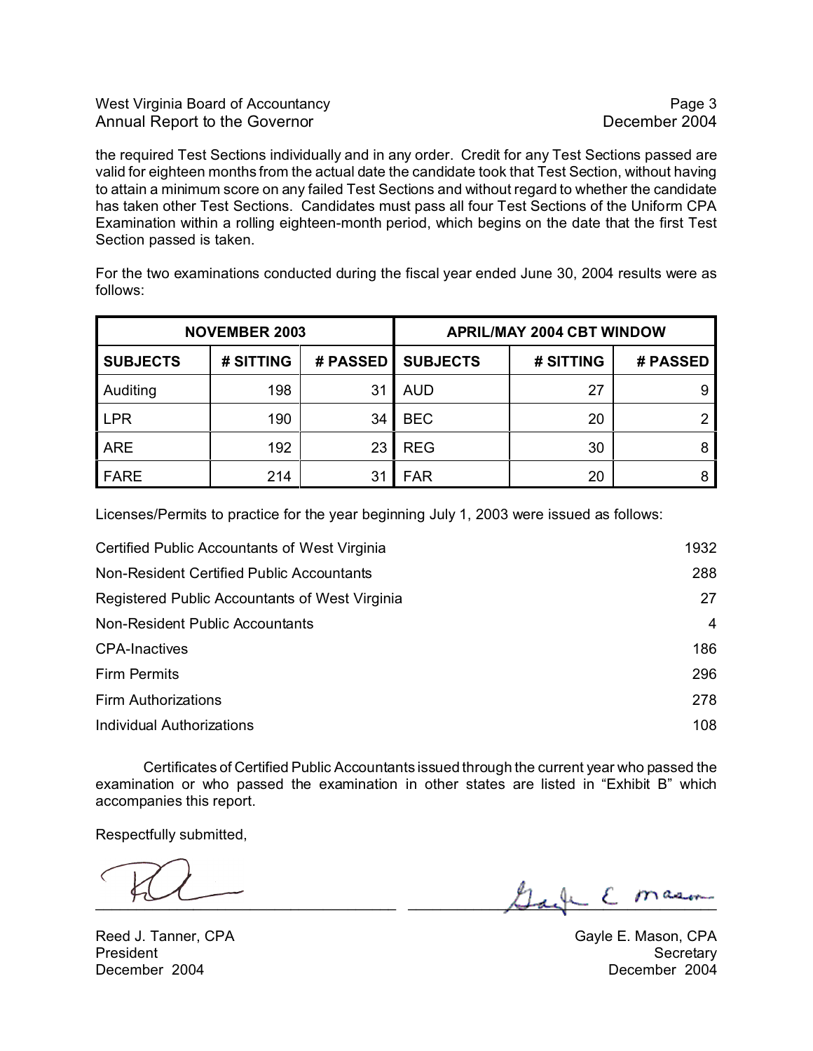the required Test Sections individually and in any order. Credit for any Test Sections passed are valid for eighteen months from the actual date the candidate took that Test Section, without having to attain a minimum score on any failed Test Sections and without regard to whether the candidate has taken other Test Sections. Candidates must pass all four Test Sections of the Uniform CPA Examination within a rolling eighteen-month period, which begins on the date that the first Test Section passed is taken.

For the two examinations conducted during the fiscal year ended June 30, 2004 results were as follows:

| NOVEMBER 2003 | | | APRIL/MAY 2004 CBT WINDOW | | |
|---|---|---|---|---|---|
| **SUBJECTS** | **# SITTING** | **# PASSED** | **SUBJECTS** | **# SITTING** | **# PASSED** |
| Auditing | 198 | 31 | AUD | 27 | 9 |
| LPR | 190 | 34 | BEC | 20 | 2 |
| ARE | 192 | 23 | REG | 30 | 8 |
| FARE | 214 | 31 | FAR | 20 | 8 |

Licenses/Permits to practice for the year beginning July 1, 2003 were issued as follows:

| | |
|---|---|
| Certified Public Accountants of West Virginia | 1932 |
| Non-Resident Certified Public Accountants | 288 |
| Registered Public Accountants of West Virginia | 27 |
| Non-Resident Public Accountants | 4 |
| CPA-Inactives | 186 |
| Firm Permits | 296 |
| Firm Authorizations | 278 |
| Individual Authorizations | 108 |

Certificates of Certified Public Accountants issued through the current year who passed the examination or who passed the examination in other states are listed in "Exhibit B" which accompanies this report.

Respectfully submitted,

Reed J. Tanner, CPA
President
December 2004

Gayle E. Mason, CPA
Secretary
December 2004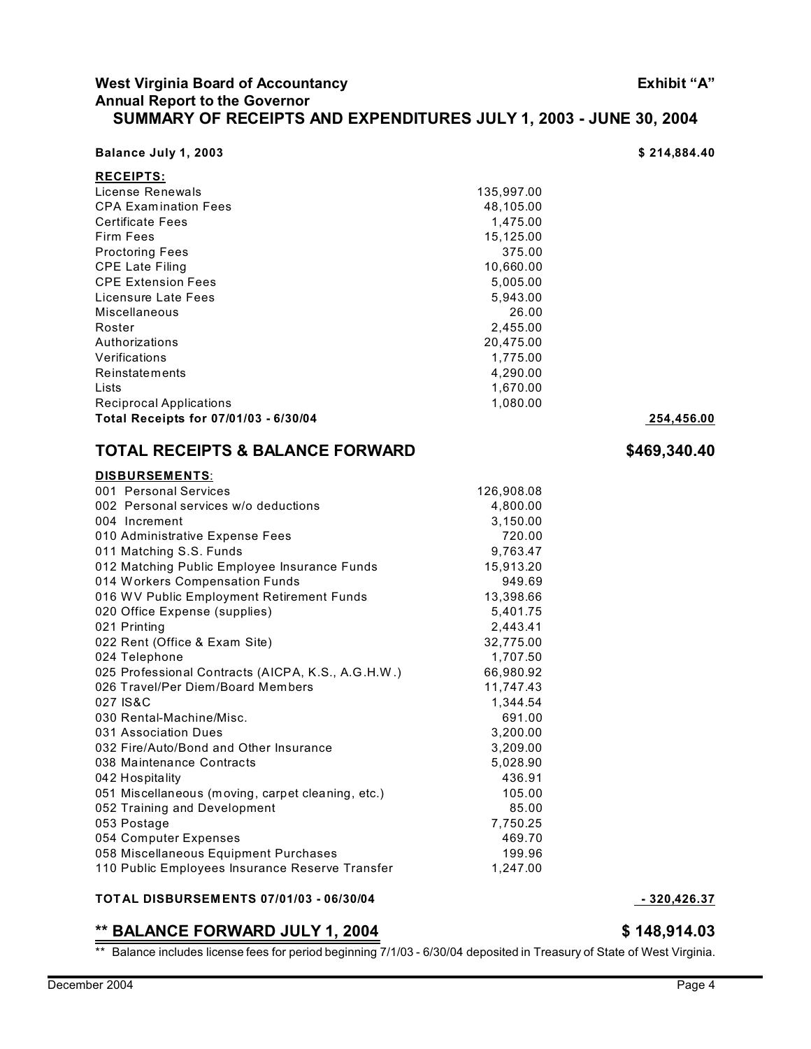**West Virginia Board of Accountancy** **Exhibit "A"**
**Annual Report to the Governor**

## SUMMARY OF RECEIPTS AND EXPENDITURES JULY 1, 2003 - JUNE 30, 2004

| | | |
|---|---|---|
| **Balance July 1, 2003** | | **$ 214,884.40** |
| **RECEIPTS:** | | |
| License Renewals | 135,997.00 | |
| CPA Examination Fees | 48,105.00 | |
| Certificate Fees | 1,475.00 | |
| Firm Fees | 15,125.00 | |
| Proctoring Fees | 375.00 | |
| CPE Late Filing | 10,660.00 | |
| CPE Extension Fees | 5,005.00 | |
| Licensure Late Fees | 5,943.00 | |
| Miscellaneous | 26.00 | |
| Roster | 2,455.00 | |
| Authorizations | 20,475.00 | |
| Verifications | 1,775.00 | |
| Reinstatements | 4,290.00 | |
| Lists | 1,670.00 | |
| Reciprocal Applications | 1,080.00 | |
| **Total Receipts for 07/01/03 - 6/30/04** | | **254,456.00** |
| **TOTAL RECEIPTS & BALANCE FORWARD** | | **$469,340.40** |
| **DISBURSEMENTS:** | | |
| 001 Personal Services | 126,908.08 | |
| 002 Personal services w/o deductions | 4,800.00 | |
| 004 Increment | 3,150.00 | |
| 010 Administrative Expense Fees | 720.00 | |
| 011 Matching S.S. Funds | 9,763.47 | |
| 012 Matching Public Employee Insurance Funds | 15,913.20 | |
| 014 Workers Compensation Funds | 949.69 | |
| 016 WV Public Employment Retirement Funds | 13,398.66 | |
| 020 Office Expense (supplies) | 5,401.75 | |
| 021 Printing | 2,443.41 | |
| 022 Rent (Office & Exam Site) | 32,775.00 | |
| 024 Telephone | 1,707.50 | |
| 025 Professional Contracts (AICPA, K.S., A.G.H.W.) | 66,980.92 | |
| 026 Travel/Per Diem/Board Members | 11,747.43 | |
| 027 IS&C | 1,344.54 | |
| 030 Rental-Machine/Misc. | 691.00 | |
| 031 Association Dues | 3,200.00 | |
| 032 Fire/Auto/Bond and Other Insurance | 3,209.00 | |
| 038 Maintenance Contracts | 5,028.90 | |
| 042 Hospitality | 436.91 | |
| 051 Miscellaneous (moving, carpet cleaning, etc.) | 105.00 | |
| 052 Training and Development | 85.00 | |
| 053 Postage | 7,750.25 | |
| 054 Computer Expenses | 469.70 | |
| 058 Miscellaneous Equipment Purchases | 199.96 | |
| 110 Public Employees Insurance Reserve Transfer | 1,247.00 | |
| **TOTAL DISBURSEMENTS 07/01/03 - 06/30/04** | | **- 320,426.37** |
| **** BALANCE FORWARD JULY 1, 2004** | | **$ 148,914.03** |

** Balance includes license fees for period beginning 7/1/03 - 6/30/04 deposited in Treasury of State of West Virginia.

December 2004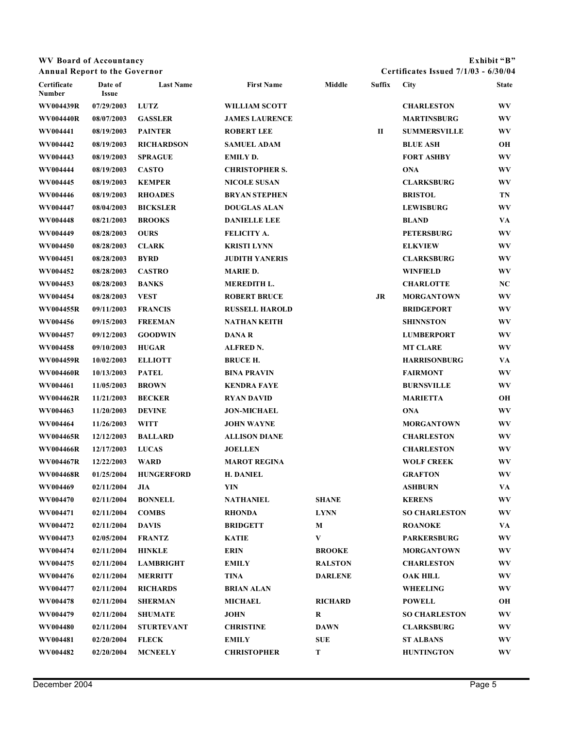**WV Board of Accountancy**
**Annual Report to the Governor**

**Exhibit "B"**
**Certificates Issued 7/1/03 - 6/30/04**

| Certificate Number | Date of Issue | Last Name | First Name | Middle | Suffix | City | State |
|---|---|---|---|---|---|---|---|
| WV004439R | 07/29/2003 | LUTZ | WILLIAM SCOTT | | | CHARLESTON | WV |
| WV004440R | 08/07/2003 | GASSLER | JAMES LAURENCE | | | MARTINSBURG | WV |
| WV004441 | 08/19/2003 | PAINTER | ROBERT LEE | | II | SUMMERSVILLE | WV |
| WV004442 | 08/19/2003 | RICHARDSON | SAMUEL ADAM | | | BLUE ASH | OH |
| WV004443 | 08/19/2003 | SPRAGUE | EMILY D. | | | FORT ASHBY | WV |
| WV004444 | 08/19/2003 | CASTO | CHRISTOPHER S. | | | ONA | WV |
| WV004445 | 08/19/2003 | KEMPER | NICOLE SUSAN | | | CLARKSBURG | WV |
| WV004446 | 08/19/2003 | RHOADES | BRYAN STEPHEN | | | BRISTOL | TN |
| WV004447 | 08/04/2003 | BICKSLER | DOUGLAS ALAN | | | LEWISBURG | WV |
| WV004448 | 08/21/2003 | BROOKS | DANIELLE LEE | | | BLAND | VA |
| WV004449 | 08/28/2003 | OURS | FELICITY A. | | | PETERSBURG | WV |
| WV004450 | 08/28/2003 | CLARK | KRISTI LYNN | | | ELKVIEW | WV |
| WV004451 | 08/28/2003 | BYRD | JUDITH YANERIS | | | CLARKSBURG | WV |
| WV004452 | 08/28/2003 | CASTRO | MARIE D. | | | WINFIELD | WV |
| WV004453 | 08/28/2003 | BANKS | MEREDITH L. | | | CHARLOTTE | NC |
| WV004454 | 08/28/2003 | VEST | ROBERT BRUCE | | JR | MORGANTOWN | WV |
| WV004455R | 09/11/2003 | FRANCIS | RUSSELL HAROLD | | | BRIDGEPORT | WV |
| WV004456 | 09/15/2003 | FREEMAN | NATHAN KEITH | | | SHINNSTON | WV |
| WV004457 | 09/12/2003 | GOODWIN | DANA R | | | LUMBERPORT | WV |
| WV004458 | 09/10/2003 | HUGAR | ALFRED N. | | | MT CLARE | WV |
| WV004459R | 10/02/2003 | ELLIOTT | BRUCE H. | | | HARRISONBURG | VA |
| WV004460R | 10/13/2003 | PATEL | BINA PRAVIN | | | FAIRMONT | WV |
| WV004461 | 11/05/2003 | BROWN | KENDRA FAYE | | | BURNSVILLE | WV |
| WV004462R | 11/21/2003 | BECKER | RYAN DAVID | | | MARIETTA | OH |
| WV004463 | 11/20/2003 | DEVINE | JON-MICHAEL | | | ONA | WV |
| WV004464 | 11/26/2003 | WITT | JOHN WAYNE | | | MORGANTOWN | WV |
| WV004465R | 12/12/2003 | BALLARD | ALLISON DIANE | | | CHARLESTON | WV |
| WV004466R | 12/17/2003 | LUCAS | JOELLEN | | | CHARLESTON | WV |
| WV004467R | 12/22/2003 | WARD | MAROT REGINA | | | WOLF CREEK | WV |
| WV004468R | 01/25/2004 | HUNGERFORD | H. DANIEL | | | GRAFTON | WV |
| WV004469 | 02/11/2004 | JIA | YIN | | | ASHBURN | VA |
| WV004470 | 02/11/2004 | BONNELL | NATHANIEL | SHANE | | KERENS | WV |
| WV004471 | 02/11/2004 | COMBS | RHONDA | LYNN | | SO CHARLESTON | WV |
| WV004472 | 02/11/2004 | DAVIS | BRIDGETT | M | | ROANOKE | VA |
| WV004473 | 02/05/2004 | FRANTZ | KATIE | V | | PARKERSBURG | WV |
| WV004474 | 02/11/2004 | HINKLE | ERIN | BROOKE | | MORGANTOWN | WV |
| WV004475 | 02/11/2004 | LAMBRIGHT | EMILY | RALSTON | | CHARLESTON | WV |
| WV004476 | 02/11/2004 | MERRITT | TINA | DARLENE | | OAK HILL | WV |
| WV004477 | 02/11/2004 | RICHARDS | BRIAN ALAN | | | WHEELING | WV |
| WV004478 | 02/11/2004 | SHERMAN | MICHAEL | RICHARD | | POWELL | OH |
| WV004479 | 02/11/2004 | SHUMATE | JOHN | R | | SO CHARLESTON | WV |
| WV004480 | 02/11/2004 | STURTEVANT | CHRISTINE | DAWN | | CLARKSBURG | WV |
| WV004481 | 02/20/2004 | FLECK | EMILY | SUE | | ST ALBANS | WV |
| WV004482 | 02/20/2004 | MCNEELY | CHRISTOPHER | T | | HUNTINGTON | WV |

December 2004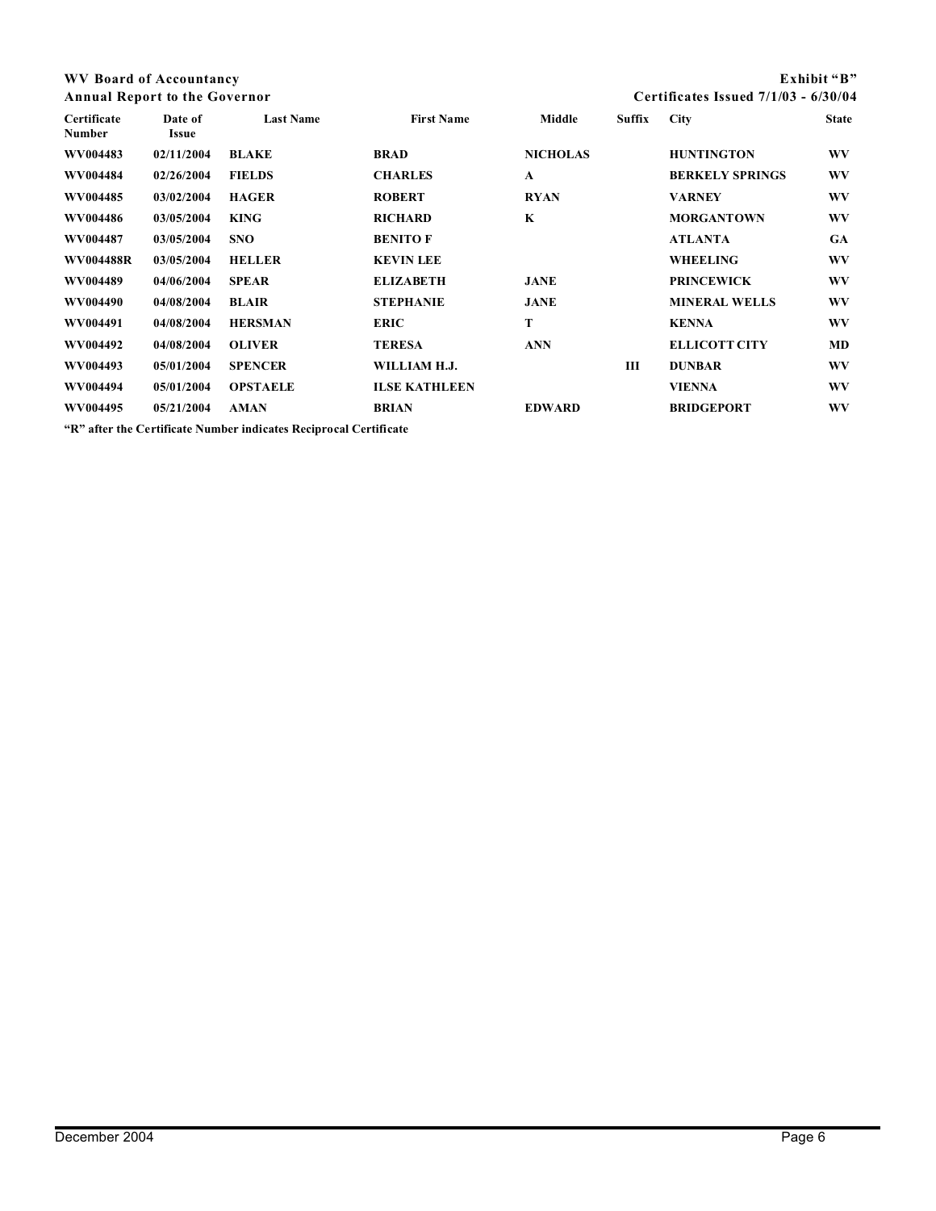| Certificate Number | Date of Issue | Last Name | First Name | Middle | Suffix | City | State |
|---|---|---|---|---|---|---|---|
| WV004483 | 02/11/2004 | BLAKE | BRAD | NICHOLAS | | HUNTINGTON | WV |
| WV004484 | 02/26/2004 | FIELDS | CHARLES | A | | BERKELY SPRINGS | WV |
| WV004485 | 03/02/2004 | HAGER | ROBERT | RYAN | | VARNEY | WV |
| WV004486 | 03/05/2004 | KING | RICHARD | K | | MORGANTOWN | WV |
| WV004487 | 03/05/2004 | SNO | BENITO F | | | ATLANTA | GA |
| WV004488R | 03/05/2004 | HELLER | KEVIN LEE | | | WHEELING | WV |
| WV004489 | 04/06/2004 | SPEAR | ELIZABETH | JANE | | PRINCEWICK | WV |
| WV004490 | 04/08/2004 | BLAIR | STEPHANIE | JANE | | MINERAL WELLS | WV |
| WV004491 | 04/08/2004 | HERSMAN | ERIC | T | | KENNA | WV |
| WV004492 | 04/08/2004 | OLIVER | TERESA | ANN | | ELLICOTT CITY | MD |
| WV004493 | 05/01/2004 | SPENCER | WILLIAM H.J. | | III | DUNBAR | WV |
| WV004494 | 05/01/2004 | OPSTAELE | ILSE KATHLEEN | | | VIENNA | WV |
| WV004495 | 05/21/2004 | AMAN | BRIAN | EDWARD | | BRIDGEPORT | WV |

**"R" after the Certificate Number indicates Reciprocal Certificate**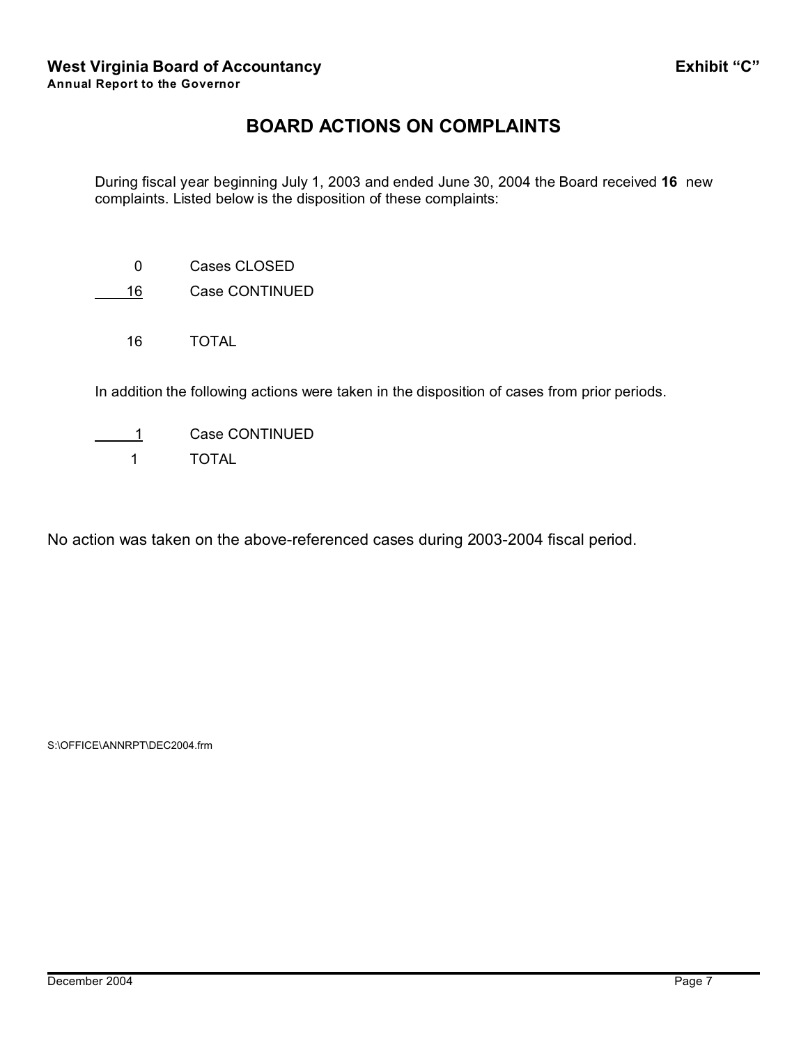## BOARD ACTIONS ON COMPLAINTS

During fiscal year beginning July 1, 2003 and ended June 30, 2004 the Board received **16** new complaints. Listed below is the disposition of these complaints:

| | |
|---|---|
| 0 | Cases CLOSED |
| 16 | Case CONTINUED |
| 16 | TOTAL |

In addition the following actions were taken in the disposition of cases from prior periods.

| | |
|---|---|
| 1 | Case CONTINUED |
| 1 | TOTAL |

No action was taken on the above-referenced cases during 2003-2004 fiscal period.

S:\OFFICE\ANNRPT\DEC2004.frm